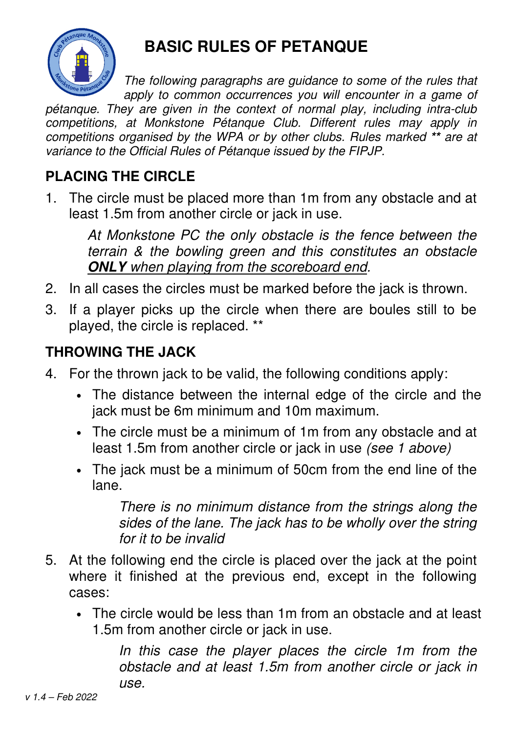# BASIC RULES OF PETANQUE

*The following paragraphs are guidance to some of the rules that apply to common occurrences you will encounter in a game of pétanque. They are given in the context of normal play, including intra-club competitions, at Monkstone Pétanque Club. Different rules may apply in competitions organised by the WPA or by other clubs. Rules marked ** are at variance to the Official Rules of Pétanque issued by the FIPJP.*

## PLACING THE CIRCLE

1. The circle must be placed more than 1m from any obstacle and at least 1.5m from another circle or jack in use.

   *At Monkstone PC the only obstacle is the fence between the terrain & the bowling green and this constitutes an obstacle **ONLY** when playing from the scoreboard end.*

2. In all cases the circles must be marked before the jack is thrown.
3. If a player picks up the circle when there are boules still to be played, the circle is replaced. **

## THROWING THE JACK

4. For the thrown jack to be valid, the following conditions apply:
   - The distance between the internal edge of the circle and the jack must be 6m minimum and 10m maximum.
   - The circle must be a minimum of 1m from any obstacle and at least 1.5m from another circle or jack in use *(see 1 above)*
   - The jack must be a minimum of 50cm from the end line of the lane.

     *There is no minimum distance from the strings along the sides of the lane. The jack has to be wholly over the string for it to be invalid*

5. At the following end the circle is placed over the jack at the point where it finished at the previous end, except in the following cases:
   - The circle would be less than 1m from an obstacle and at least 1.5m from another circle or jack in use.

     *In this case the player places the circle 1m from the obstacle and at least 1.5m from another circle or jack in use.*

v 1.4 – Feb 2022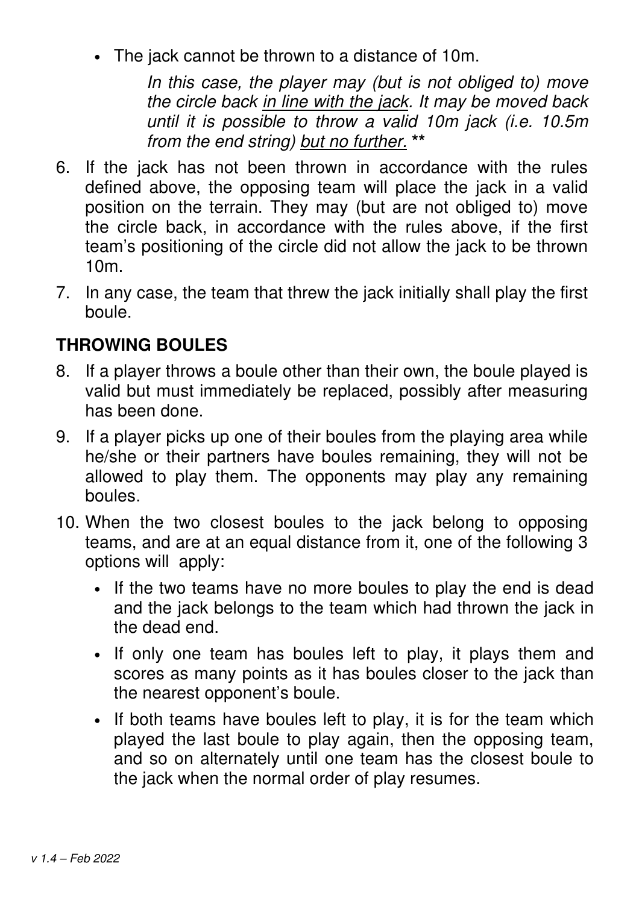- The jack cannot be thrown to a distance of 10m.

  *In this case, the player may (but is not obliged to) move the circle back* <u>*in line with the jack*</u>*. It may be moved back until it is possible to throw a valid 10m jack (i.e. 10.5m from the end string)* <u>*but no further.*</u> **

6. If the jack has not been thrown in accordance with the rules defined above, the opposing team will place the jack in a valid position on the terrain. They may (but are not obliged to) move the circle back, in accordance with the rules above, if the first team's positioning of the circle did not allow the jack to be thrown 10m.
7. In any case, the team that threw the jack initially shall play the first boule.

## THROWING BOULES

8. If a player throws a boule other than their own, the boule played is valid but must immediately be replaced, possibly after measuring has been done.
9. If a player picks up one of their boules from the playing area while he/she or their partners have boules remaining, they will not be allowed to play them. The opponents may play any remaining boules.
10. When the two closest boules to the jack belong to opposing teams, and are at an equal distance from it, one of the following 3 options will apply:
    - If the two teams have no more boules to play the end is dead and the jack belongs to the team which had thrown the jack in the dead end.
    - If only one team has boules left to play, it plays them and scores as many points as it has boules closer to the jack than the nearest opponent's boule.
    - If both teams have boules left to play, it is for the team which played the last boule to play again, then the opposing team, and so on alternately until one team has the closest boule to the jack when the normal order of play resumes.

*v 1.4 – Feb 2022*